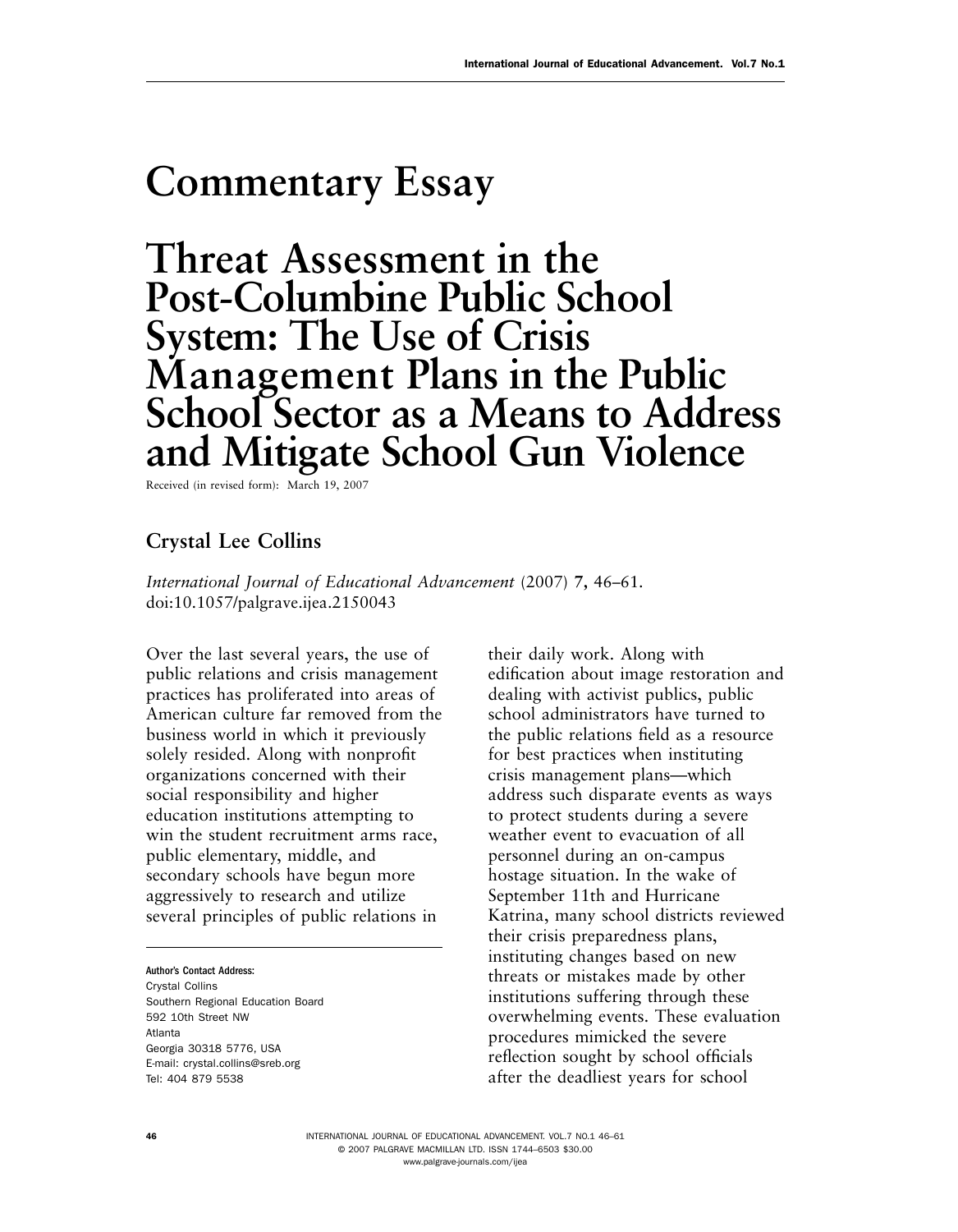# Commentary Essay

# Threat Assessment in the Post-Columbine Public School System: The Use of Crisis Management Plans in the Public School Sector as a Means to Address and Mitigate School Gun Violence

Received (in revised form): March 19, 2007

## Crystal Lee Collins

*International Journal of Educational Advancement* (2007) **7**, 46–61. doi:10.1057/palgrave.ijea.2150043

Over the last several years, the use of public relations and crisis management practices has proliferated into areas of American culture far removed from the business world in which it previously solely resided. Along with nonprofit organizations concerned with their social responsibility and higher education institutions attempting to win the student recruitment arms race, public elementary, middle, and secondary schools have begun more aggressively to research and utilize several principles of public relations in their daily work. Along with edification about image restoration and dealing with activist publics, public school administrators have turned to the public relations field as a resource for best practices when instituting crisis management plans—which address such disparate events as ways to protect students during a severe weather event to evacuation of all personnel during an on-campus hostage situation. In the wake of September 11th and Hurricane Katrina, many school districts reviewed their crisis preparedness plans, instituting changes based on new threats or mistakes made by other institutions suffering through these overwhelming events. These evaluation procedures mimicked the severe reflection sought by school officials after the deadliest years for school

**Author's Contact Address:**
Crystal Collins
Southern Regional Education Board
592 10th Street NW
Atlanta
Georgia 30318 5776, USA
E-mail: crystal.collins@sreb.org
Tel: 404 879 5538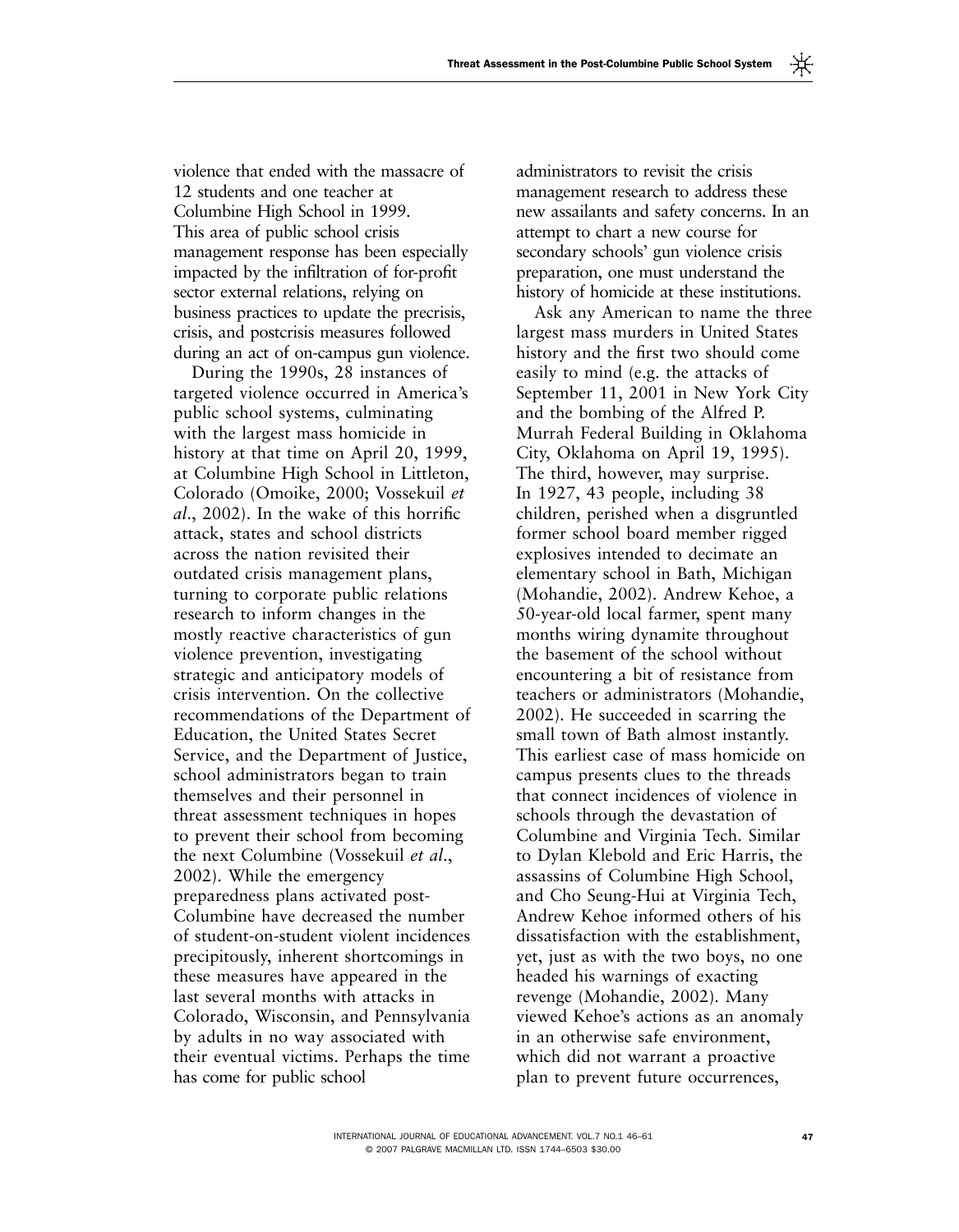violence that ended with the massacre of 12 students and one teacher at Columbine High School in 1999. This area of public school crisis management response has been especially impacted by the infiltration of for-profit sector external relations, relying on business practices to update the precrisis, crisis, and postcrisis measures followed during an act of on-campus gun violence.

During the 1990s, 28 instances of targeted violence occurred in America's public school systems, culminating with the largest mass homicide in history at that time on April 20, 1999, at Columbine High School in Littleton, Colorado (Omoike, 2000; Vossekuil *et al*., 2002). In the wake of this horrific attack, states and school districts across the nation revisited their outdated crisis management plans, turning to corporate public relations research to inform changes in the mostly reactive characteristics of gun violence prevention, investigating strategic and anticipatory models of crisis intervention. On the collective recommendations of the Department of Education, the United States Secret Service, and the Department of Justice, school administrators began to train themselves and their personnel in threat assessment techniques in hopes to prevent their school from becoming the next Columbine (Vossekuil *et al*., 2002). While the emergency preparedness plans activated post-Columbine have decreased the number of student-on-student violent incidences precipitously, inherent shortcomings in these measures have appeared in the last several months with attacks in Colorado, Wisconsin, and Pennsylvania by adults in no way associated with their eventual victims. Perhaps the time has come for public school administrators to revisit the crisis management research to address these new assailants and safety concerns. In an attempt to chart a new course for secondary schools' gun violence crisis preparation, one must understand the history of homicide at these institutions.

Ask any American to name the three largest mass murders in United States history and the first two should come easily to mind (e.g. the attacks of September 11, 2001 in New York City and the bombing of the Alfred P. Murrah Federal Building in Oklahoma City, Oklahoma on April 19, 1995). The third, however, may surprise. In 1927, 43 people, including 38 children, perished when a disgruntled former school board member rigged explosives intended to decimate an elementary school in Bath, Michigan (Mohandie, 2002). Andrew Kehoe, a 50-year-old local farmer, spent many months wiring dynamite throughout the basement of the school without encountering a bit of resistance from teachers or administrators (Mohandie, 2002). He succeeded in scarring the small town of Bath almost instantly. This earliest case of mass homicide on campus presents clues to the threads that connect incidences of violence in schools through the devastation of Columbine and Virginia Tech. Similar to Dylan Klebold and Eric Harris, the assassins of Columbine High School, and Cho Seung-Hui at Virginia Tech, Andrew Kehoe informed others of his dissatisfaction with the establishment, yet, just as with the two boys, no one headed his warnings of exacting revenge (Mohandie, 2002). Many viewed Kehoe's actions as an anomaly in an otherwise safe environment, which did not warrant a proactive plan to prevent future occurrences,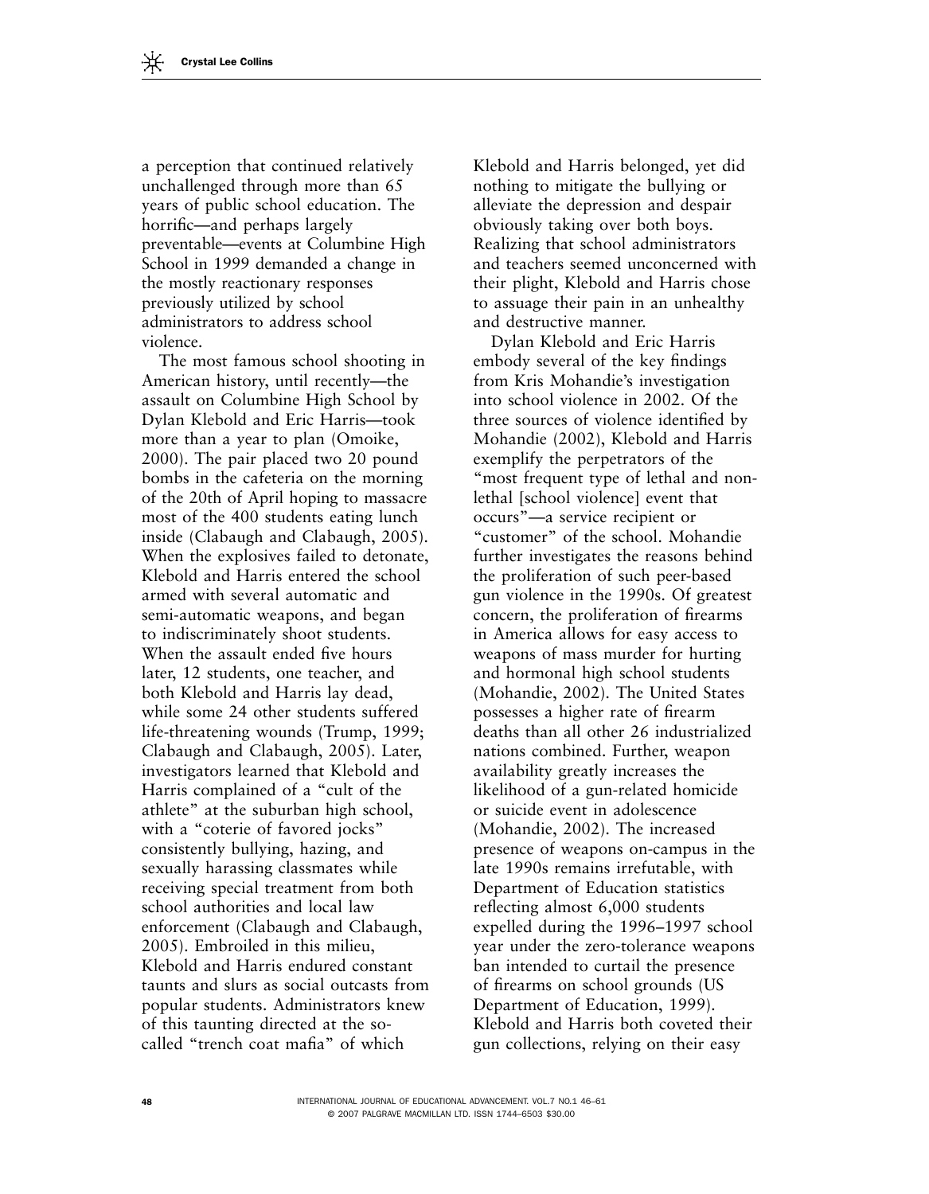a perception that continued relatively unchallenged through more than 65 years of public school education. The horrific—and perhaps largely preventable—events at Columbine High School in 1999 demanded a change in the mostly reactionary responses previously utilized by school administrators to address school violence.

The most famous school shooting in American history, until recently—the assault on Columbine High School by Dylan Klebold and Eric Harris—took more than a year to plan (Omoike, 2000). The pair placed two 20 pound bombs in the cafeteria on the morning of the 20th of April hoping to massacre most of the 400 students eating lunch inside (Clabaugh and Clabaugh, 2005). When the explosives failed to detonate, Klebold and Harris entered the school armed with several automatic and semi-automatic weapons, and began to indiscriminately shoot students. When the assault ended five hours later, 12 students, one teacher, and both Klebold and Harris lay dead, while some 24 other students suffered life-threatening wounds (Trump, 1999; Clabaugh and Clabaugh, 2005). Later, investigators learned that Klebold and Harris complained of a "cult of the athlete" at the suburban high school, with a "coterie of favored jocks" consistently bullying, hazing, and sexually harassing classmates while receiving special treatment from both school authorities and local law enforcement (Clabaugh and Clabaugh, 2005). Embroiled in this milieu, Klebold and Harris endured constant taunts and slurs as social outcasts from popular students. Administrators knew of this taunting directed at the so-called "trench coat mafia" of which Klebold and Harris belonged, yet did nothing to mitigate the bullying or alleviate the depression and despair obviously taking over both boys. Realizing that school administrators and teachers seemed unconcerned with their plight, Klebold and Harris chose to assuage their pain in an unhealthy and destructive manner.

Dylan Klebold and Eric Harris embody several of the key findings from Kris Mohandie's investigation into school violence in 2002. Of the three sources of violence identified by Mohandie (2002), Klebold and Harris exemplify the perpetrators of the "most frequent type of lethal and non-lethal [school violence] event that occurs"—a service recipient or "customer" of the school. Mohandie further investigates the reasons behind the proliferation of such peer-based gun violence in the 1990s. Of greatest concern, the proliferation of firearms in America allows for easy access to weapons of mass murder for hurting and hormonal high school students (Mohandie, 2002). The United States possesses a higher rate of firearm deaths than all other 26 industrialized nations combined. Further, weapon availability greatly increases the likelihood of a gun-related homicide or suicide event in adolescence (Mohandie, 2002). The increased presence of weapons on-campus in the late 1990s remains irrefutable, with Department of Education statistics reflecting almost 6,000 students expelled during the 1996–1997 school year under the zero-tolerance weapons ban intended to curtail the presence of firearms on school grounds (US Department of Education, 1999). Klebold and Harris both coveted their gun collections, relying on their easy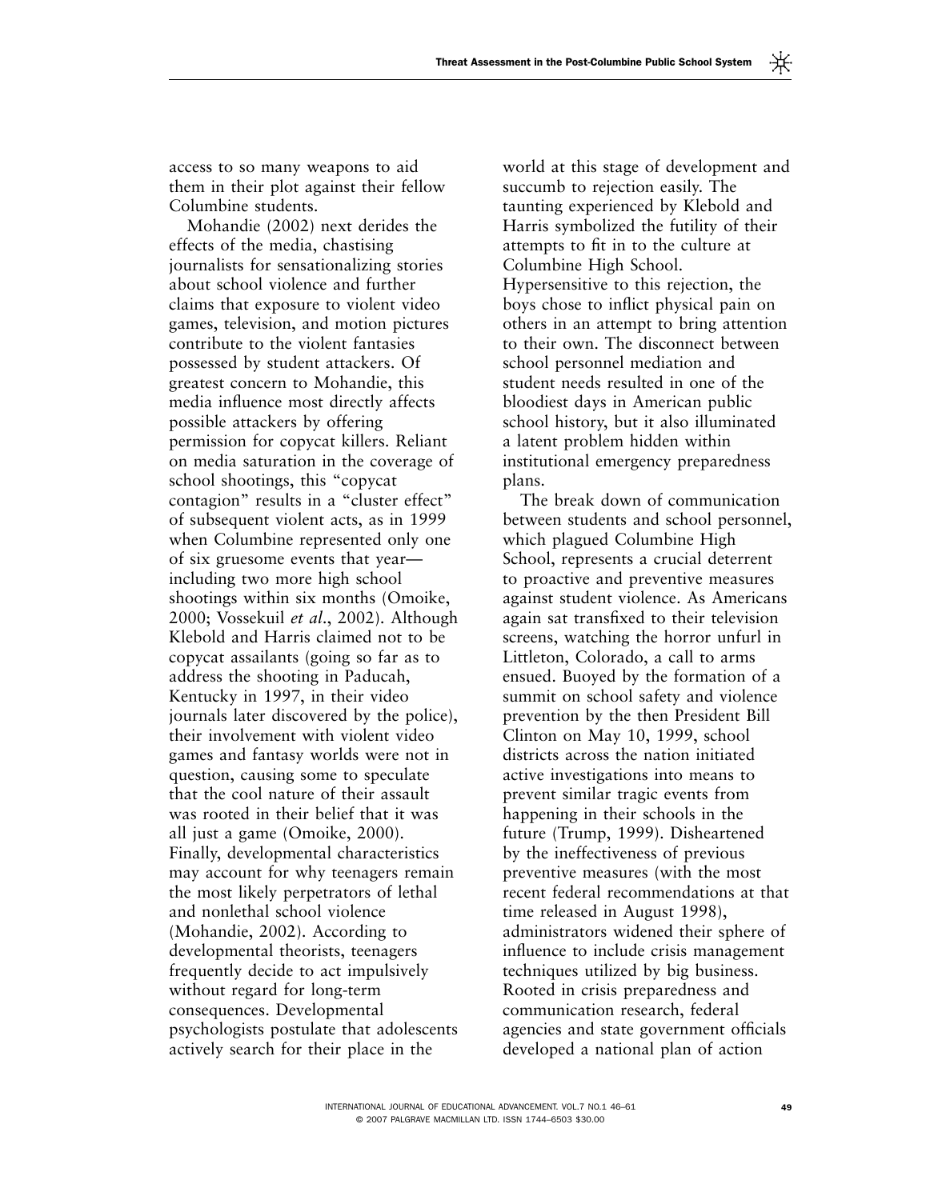access to so many weapons to aid them in their plot against their fellow Columbine students.

Mohandie (2002) next derides the effects of the media, chastising journalists for sensationalizing stories about school violence and further claims that exposure to violent video games, television, and motion pictures contribute to the violent fantasies possessed by student attackers. Of greatest concern to Mohandie, this media influence most directly affects possible attackers by offering permission for copycat killers. Reliant on media saturation in the coverage of school shootings, this "copycat contagion" results in a "cluster effect" of subsequent violent acts, as in 1999 when Columbine represented only one of six gruesome events that year—including two more high school shootings within six months (Omoike, 2000; Vossekuil *et al*., 2002). Although Klebold and Harris claimed not to be copycat assailants (going so far as to address the shooting in Paducah, Kentucky in 1997, in their video journals later discovered by the police), their involvement with violent video games and fantasy worlds were not in question, causing some to speculate that the cool nature of their assault was rooted in their belief that it was all just a game (Omoike, 2000). Finally, developmental characteristics may account for why teenagers remain the most likely perpetrators of lethal and nonlethal school violence (Mohandie, 2002). According to developmental theorists, teenagers frequently decide to act impulsively without regard for long-term consequences. Developmental psychologists postulate that adolescents actively search for their place in the world at this stage of development and succumb to rejection easily. The taunting experienced by Klebold and Harris symbolized the futility of their attempts to fit in to the culture at Columbine High School. Hypersensitive to this rejection, the boys chose to inflict physical pain on others in an attempt to bring attention to their own. The disconnect between school personnel mediation and student needs resulted in one of the bloodiest days in American public school history, but it also illuminated a latent problem hidden within institutional emergency preparedness plans.

The break down of communication between students and school personnel, which plagued Columbine High School, represents a crucial deterrent to proactive and preventive measures against student violence. As Americans again sat transfixed to their television screens, watching the horror unfurl in Littleton, Colorado, a call to arms ensued. Buoyed by the formation of a summit on school safety and violence prevention by the then President Bill Clinton on May 10, 1999, school districts across the nation initiated active investigations into means to prevent similar tragic events from happening in their schools in the future (Trump, 1999). Disheartened by the ineffectiveness of previous preventive measures (with the most recent federal recommendations at that time released in August 1998), administrators widened their sphere of influence to include crisis management techniques utilized by big business. Rooted in crisis preparedness and communication research, federal agencies and state government officials developed a national plan of action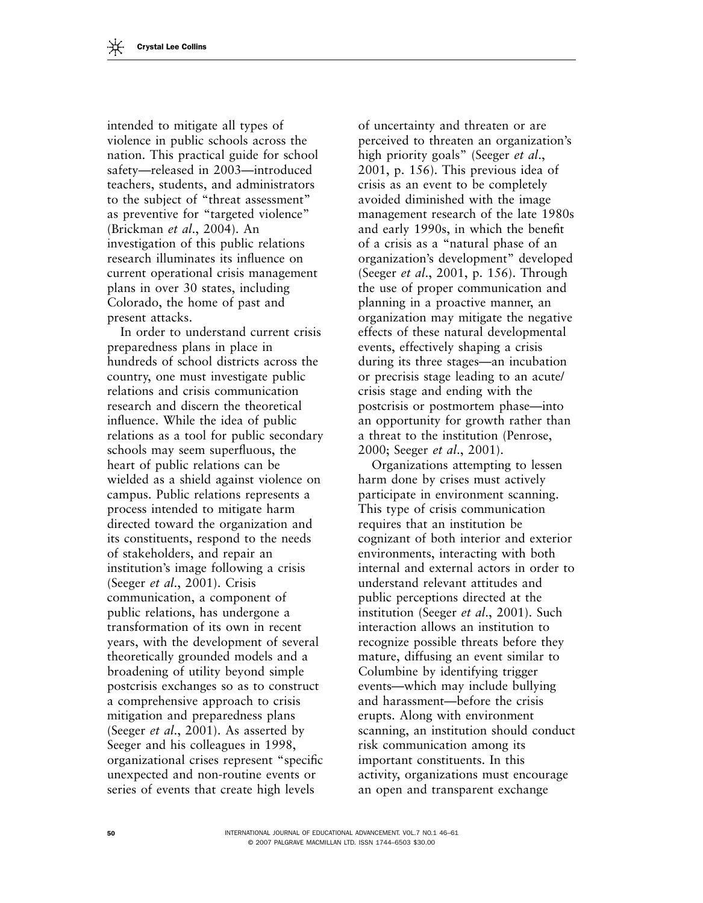intended to mitigate all types of violence in public schools across the nation. This practical guide for school safety—released in 2003—introduced teachers, students, and administrators to the subject of "threat assessment" as preventive for "targeted violence" (Brickman *et al*., 2004). An investigation of this public relations research illuminates its influence on current operational crisis management plans in over 30 states, including Colorado, the home of past and present attacks.

In order to understand current crisis preparedness plans in place in hundreds of school districts across the country, one must investigate public relations and crisis communication research and discern the theoretical influence. While the idea of public relations as a tool for public secondary schools may seem superfluous, the heart of public relations can be wielded as a shield against violence on campus. Public relations represents a process intended to mitigate harm directed toward the organization and its constituents, respond to the needs of stakeholders, and repair an institution's image following a crisis (Seeger *et al*., 2001). Crisis communication, a component of public relations, has undergone a transformation of its own in recent years, with the development of several theoretically grounded models and a broadening of utility beyond simple postcrisis exchanges so as to construct a comprehensive approach to crisis mitigation and preparedness plans (Seeger *et al*., 2001). As asserted by Seeger and his colleagues in 1998, organizational crises represent "specific unexpected and non-routine events or series of events that create high levels of uncertainty and threaten or are perceived to threaten an organization's high priority goals" (Seeger *et al*., 2001, p. 156). This previous idea of crisis as an event to be completely avoided diminished with the image management research of the late 1980s and early 1990s, in which the benefit of a crisis as a "natural phase of an organization's development" developed (Seeger *et al*., 2001, p. 156). Through the use of proper communication and planning in a proactive manner, an organization may mitigate the negative effects of these natural developmental events, effectively shaping a crisis during its three stages—an incubation or precrisis stage leading to an acute/crisis stage and ending with the postcrisis or postmortem phase—into an opportunity for growth rather than a threat to the institution (Penrose, 2000; Seeger *et al*., 2001).

Organizations attempting to lessen harm done by crises must actively participate in environment scanning. This type of crisis communication requires that an institution be cognizant of both interior and exterior environments, interacting with both internal and external actors in order to understand relevant attitudes and public perceptions directed at the institution (Seeger *et al*., 2001). Such interaction allows an institution to recognize possible threats before they mature, diffusing an event similar to Columbine by identifying trigger events—which may include bullying and harassment—before the crisis erupts. Along with environment scanning, an institution should conduct risk communication among its important constituents. In this activity, organizations must encourage an open and transparent exchange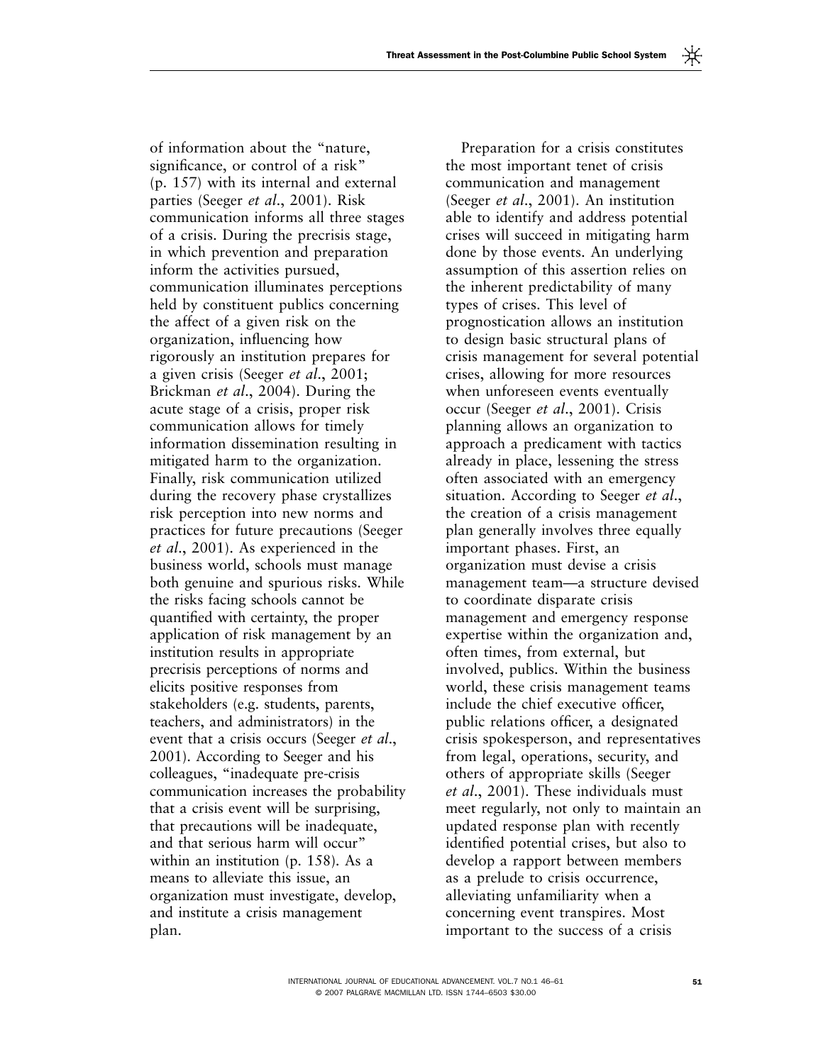of information about the "nature, significance, or control of a risk" (p. 157) with its internal and external parties (Seeger *et al*., 2001). Risk communication informs all three stages of a crisis. During the precrisis stage, in which prevention and preparation inform the activities pursued, communication illuminates perceptions held by constituent publics concerning the affect of a given risk on the organization, influencing how rigorously an institution prepares for a given crisis (Seeger *et al*., 2001; Brickman *et al*., 2004). During the acute stage of a crisis, proper risk communication allows for timely information dissemination resulting in mitigated harm to the organization. Finally, risk communication utilized during the recovery phase crystallizes risk perception into new norms and practices for future precautions (Seeger *et al*., 2001). As experienced in the business world, schools must manage both genuine and spurious risks. While the risks facing schools cannot be quantified with certainty, the proper application of risk management by an institution results in appropriate precrisis perceptions of norms and elicits positive responses from stakeholders (e.g. students, parents, teachers, and administrators) in the event that a crisis occurs (Seeger *et al*., 2001). According to Seeger and his colleagues, "inadequate pre-crisis communication increases the probability that a crisis event will be surprising, that precautions will be inadequate, and that serious harm will occur" within an institution (p. 158). As a means to alleviate this issue, an organization must investigate, develop, and institute a crisis management plan.

Preparation for a crisis constitutes the most important tenet of crisis communication and management (Seeger *et al*., 2001). An institution able to identify and address potential crises will succeed in mitigating harm done by those events. An underlying assumption of this assertion relies on the inherent predictability of many types of crises. This level of prognostication allows an institution to design basic structural plans of crisis management for several potential crises, allowing for more resources when unforeseen events eventually occur (Seeger *et al*., 2001). Crisis planning allows an organization to approach a predicament with tactics already in place, lessening the stress often associated with an emergency situation. According to Seeger *et al*., the creation of a crisis management plan generally involves three equally important phases. First, an organization must devise a crisis management team—a structure devised to coordinate disparate crisis management and emergency response expertise within the organization and, often times, from external, but involved, publics. Within the business world, these crisis management teams include the chief executive officer, public relations officer, a designated crisis spokesperson, and representatives from legal, operations, security, and others of appropriate skills (Seeger *et al*., 2001). These individuals must meet regularly, not only to maintain an updated response plan with recently identified potential crises, but also to develop a rapport between members as a prelude to crisis occurrence, alleviating unfamiliarity when a concerning event transpires. Most important to the success of a crisis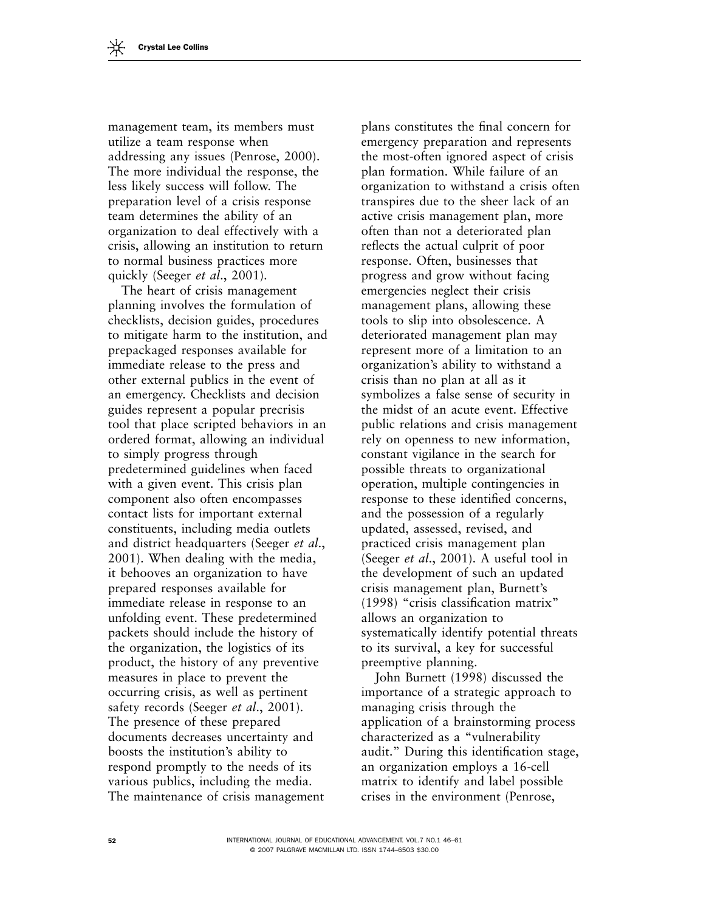management team, its members must utilize a team response when addressing any issues (Penrose, 2000). The more individual the response, the less likely success will follow. The preparation level of a crisis response team determines the ability of an organization to deal effectively with a crisis, allowing an institution to return to normal business practices more quickly (Seeger *et al*., 2001).

The heart of crisis management planning involves the formulation of checklists, decision guides, procedures to mitigate harm to the institution, and prepackaged responses available for immediate release to the press and other external publics in the event of an emergency. Checklists and decision guides represent a popular precrisis tool that place scripted behaviors in an ordered format, allowing an individual to simply progress through predetermined guidelines when faced with a given event. This crisis plan component also often encompasses contact lists for important external constituents, including media outlets and district headquarters (Seeger *et al*., 2001). When dealing with the media, it behooves an organization to have prepared responses available for immediate release in response to an unfolding event. These predetermined packets should include the history of the organization, the logistics of its product, the history of any preventive measures in place to prevent the occurring crisis, as well as pertinent safety records (Seeger *et al*., 2001). The presence of these prepared documents decreases uncertainty and boosts the institution's ability to respond promptly to the needs of its various publics, including the media. The maintenance of crisis management plans constitutes the final concern for emergency preparation and represents the most-often ignored aspect of crisis plan formation. While failure of an organization to withstand a crisis often transpires due to the sheer lack of an active crisis management plan, more often than not a deteriorated plan reflects the actual culprit of poor response. Often, businesses that progress and grow without facing emergencies neglect their crisis management plans, allowing these tools to slip into obsolescence. A deteriorated management plan may represent more of a limitation to an organization's ability to withstand a crisis than no plan at all as it symbolizes a false sense of security in the midst of an acute event. Effective public relations and crisis management rely on openness to new information, constant vigilance in the search for possible threats to organizational operation, multiple contingencies in response to these identified concerns, and the possession of a regularly updated, assessed, revised, and practiced crisis management plan (Seeger *et al*., 2001). A useful tool in the development of such an updated crisis management plan, Burnett's (1998) "crisis classification matrix" allows an organization to systematically identify potential threats to its survival, a key for successful preemptive planning.

John Burnett (1998) discussed the importance of a strategic approach to managing crisis through the application of a brainstorming process characterized as a "vulnerability audit." During this identification stage, an organization employs a 16-cell matrix to identify and label possible crises in the environment (Penrose,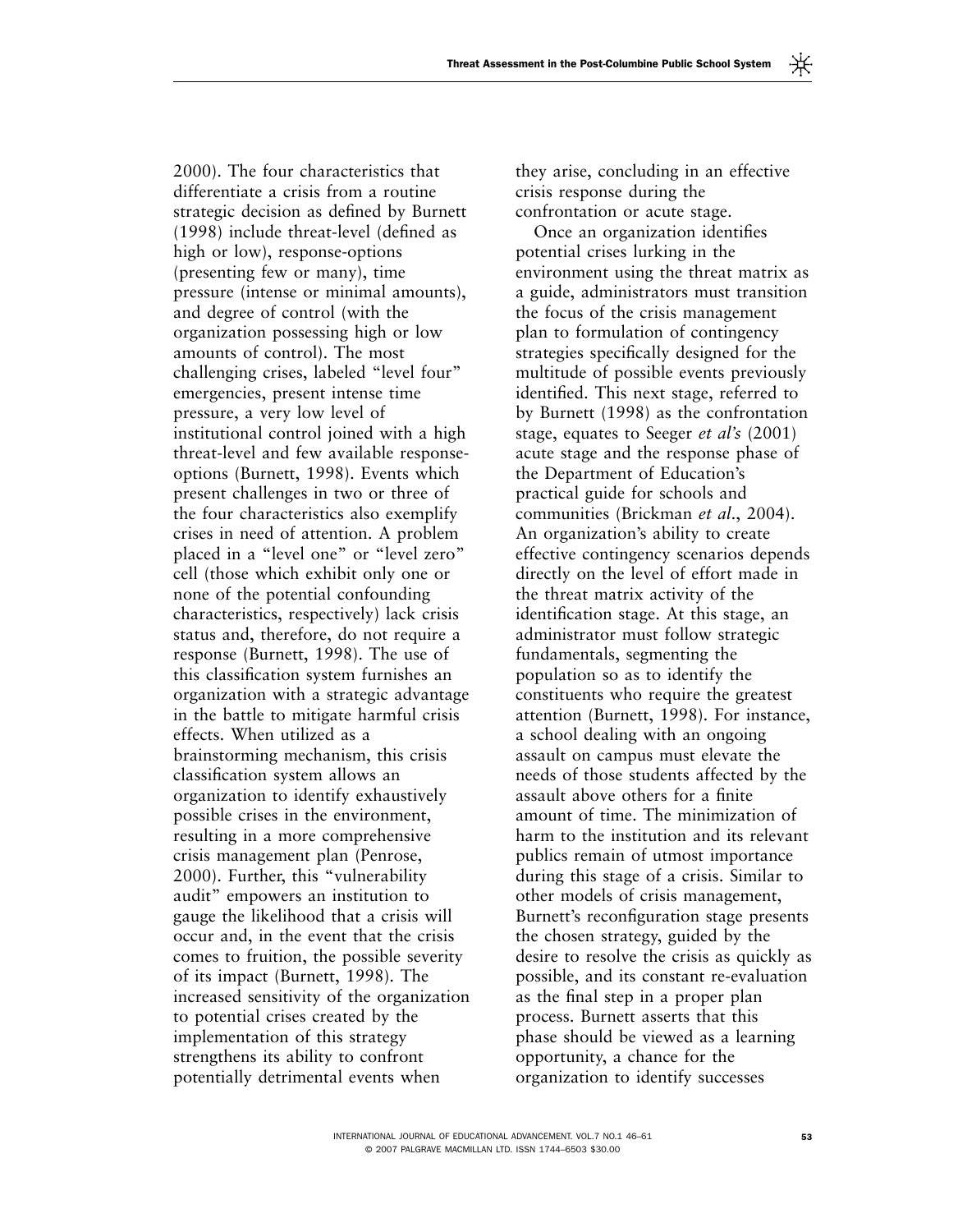2000). The four characteristics that differentiate a crisis from a routine strategic decision as defined by Burnett (1998) include threat-level (defined as high or low), response-options (presenting few or many), time pressure (intense or minimal amounts), and degree of control (with the organization possessing high or low amounts of control). The most challenging crises, labeled "level four" emergencies, present intense time pressure, a very low level of institutional control joined with a high threat-level and few available response-options (Burnett, 1998). Events which present challenges in two or three of the four characteristics also exemplify crises in need of attention. A problem placed in a "level one" or "level zero" cell (those which exhibit only one or none of the potential confounding characteristics, respectively) lack crisis status and, therefore, do not require a response (Burnett, 1998). The use of this classification system furnishes an organization with a strategic advantage in the battle to mitigate harmful crisis effects. When utilized as a brainstorming mechanism, this crisis classification system allows an organization to identify exhaustively possible crises in the environment, resulting in a more comprehensive crisis management plan (Penrose, 2000). Further, this "vulnerability audit" empowers an institution to gauge the likelihood that a crisis will occur and, in the event that the crisis comes to fruition, the possible severity of its impact (Burnett, 1998). The increased sensitivity of the organization to potential crises created by the implementation of this strategy strengthens its ability to confront potentially detrimental events when they arise, concluding in an effective crisis response during the confrontation or acute stage.

Once an organization identifies potential crises lurking in the environment using the threat matrix as a guide, administrators must transition the focus of the crisis management plan to formulation of contingency strategies specifically designed for the multitude of possible events previously identified. This next stage, referred to by Burnett (1998) as the confrontation stage, equates to Seeger *et al's* (2001) acute stage and the response phase of the Department of Education's practical guide for schools and communities (Brickman *et al*., 2004). An organization's ability to create effective contingency scenarios depends directly on the level of effort made in the threat matrix activity of the identification stage. At this stage, an administrator must follow strategic fundamentals, segmenting the population so as to identify the constituents who require the greatest attention (Burnett, 1998). For instance, a school dealing with an ongoing assault on campus must elevate the needs of those students affected by the assault above others for a finite amount of time. The minimization of harm to the institution and its relevant publics remain of utmost importance during this stage of a crisis. Similar to other models of crisis management, Burnett's reconfiguration stage presents the chosen strategy, guided by the desire to resolve the crisis as quickly as possible, and its constant re-evaluation as the final step in a proper plan process. Burnett asserts that this phase should be viewed as a learning opportunity, a chance for the organization to identify successes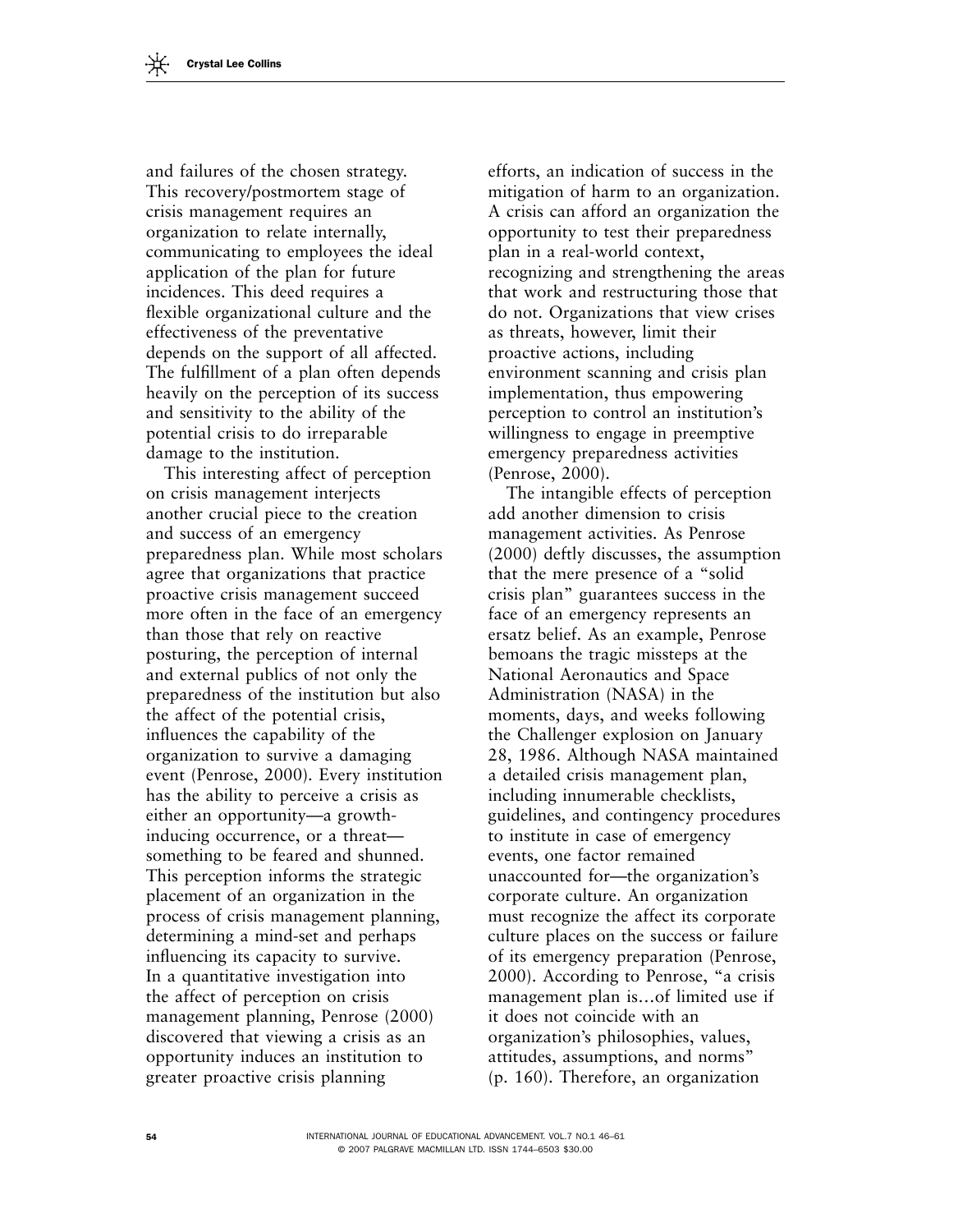and failures of the chosen strategy. This recovery/postmortem stage of crisis management requires an organization to relate internally, communicating to employees the ideal application of the plan for future incidences. This deed requires a flexible organizational culture and the effectiveness of the preventative depends on the support of all affected. The fulfillment of a plan often depends heavily on the perception of its success and sensitivity to the ability of the potential crisis to do irreparable damage to the institution.

This interesting affect of perception on crisis management interjects another crucial piece to the creation and success of an emergency preparedness plan. While most scholars agree that organizations that practice proactive crisis management succeed more often in the face of an emergency than those that rely on reactive posturing, the perception of internal and external publics of not only the preparedness of the institution but also the affect of the potential crisis, influences the capability of the organization to survive a damaging event (Penrose, 2000). Every institution has the ability to perceive a crisis as either an opportunity—a growth-inducing occurrence, or a threat—something to be feared and shunned. This perception informs the strategic placement of an organization in the process of crisis management planning, determining a mind-set and perhaps influencing its capacity to survive. In a quantitative investigation into the affect of perception on crisis management planning, Penrose (2000) discovered that viewing a crisis as an opportunity induces an institution to greater proactive crisis planning efforts, an indication of success in the mitigation of harm to an organization. A crisis can afford an organization the opportunity to test their preparedness plan in a real-world context, recognizing and strengthening the areas that work and restructuring those that do not. Organizations that view crises as threats, however, limit their proactive actions, including environment scanning and crisis plan implementation, thus empowering perception to control an institution's willingness to engage in preemptive emergency preparedness activities (Penrose, 2000).

The intangible effects of perception add another dimension to crisis management activities. As Penrose (2000) deftly discusses, the assumption that the mere presence of a "solid crisis plan" guarantees success in the face of an emergency represents an ersatz belief. As an example, Penrose bemoans the tragic missteps at the National Aeronautics and Space Administration (NASA) in the moments, days, and weeks following the Challenger explosion on January 28, 1986. Although NASA maintained a detailed crisis management plan, including innumerable checklists, guidelines, and contingency procedures to institute in case of emergency events, one factor remained unaccounted for—the organization's corporate culture. An organization must recognize the affect its corporate culture places on the success or failure of its emergency preparation (Penrose, 2000). According to Penrose, "a crisis management plan is…of limited use if it does not coincide with an organization's philosophies, values, attitudes, assumptions, and norms" (p. 160). Therefore, an organization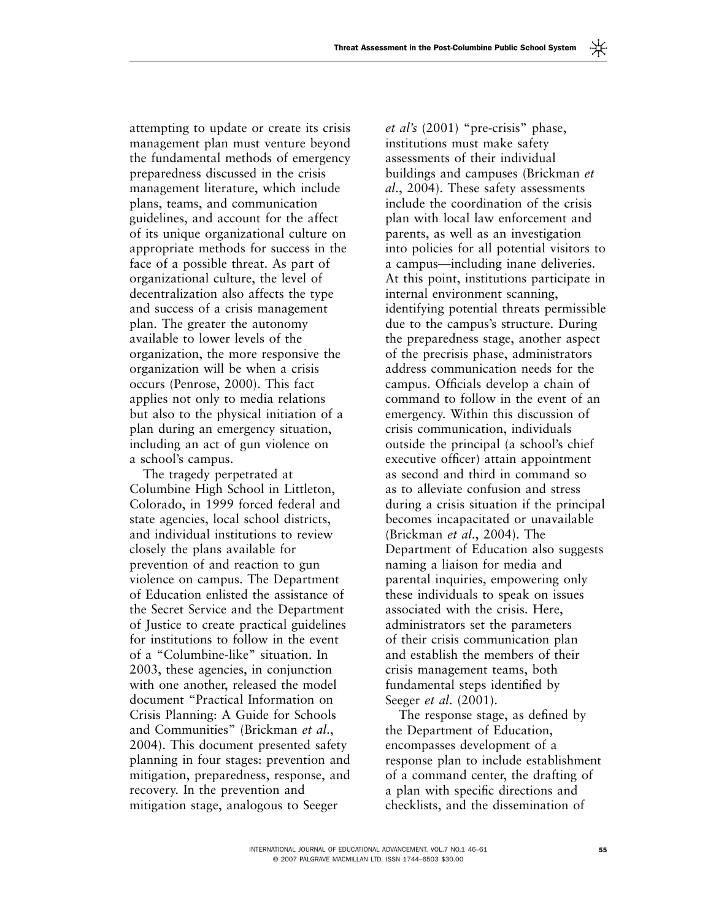attempting to update or create its crisis management plan must venture beyond the fundamental methods of emergency preparedness discussed in the crisis management literature, which include plans, teams, and communication guidelines, and account for the affect of its unique organizational culture on appropriate methods for success in the face of a possible threat. As part of organizational culture, the level of decentralization also affects the type and success of a crisis management plan. The greater the autonomy available to lower levels of the organization, the more responsive the organization will be when a crisis occurs (Penrose, 2000). This fact applies not only to media relations but also to the physical initiation of a plan during an emergency situation, including an act of gun violence on a school's campus.

The tragedy perpetrated at Columbine High School in Littleton, Colorado, in 1999 forced federal and state agencies, local school districts, and individual institutions to review closely the plans available for prevention of and reaction to gun violence on campus. The Department of Education enlisted the assistance of the Secret Service and the Department of Justice to create practical guidelines for institutions to follow in the event of a "Columbine-like" situation. In 2003, these agencies, in conjunction with one another, released the model document "Practical Information on Crisis Planning: A Guide for Schools and Communities" (Brickman *et al*., 2004). This document presented safety planning in four stages: prevention and mitigation, preparedness, response, and recovery. In the prevention and mitigation stage, analogous to Seeger *et al's* (2001) "pre-crisis" phase, institutions must make safety assessments of their individual buildings and campuses (Brickman *et al*., 2004). These safety assessments include the coordination of the crisis plan with local law enforcement and parents, as well as an investigation into policies for all potential visitors to a campus—including inane deliveries. At this point, institutions participate in internal environment scanning, identifying potential threats permissible due to the campus's structure. During the preparedness stage, another aspect of the precrisis phase, administrators address communication needs for the campus. Officials develop a chain of command to follow in the event of an emergency. Within this discussion of crisis communication, individuals outside the principal (a school's chief executive officer) attain appointment as second and third in command so as to alleviate confusion and stress during a crisis situation if the principal becomes incapacitated or unavailable (Brickman *et al*., 2004). The Department of Education also suggests naming a liaison for media and parental inquiries, empowering only these individuals to speak on issues associated with the crisis. Here, administrators set the parameters of their crisis communication plan and establish the members of their crisis management teams, both fundamental steps identified by Seeger *et al.* (2001).

The response stage, as defined by the Department of Education, encompasses development of a response plan to include establishment of a command center, the drafting of a plan with specific directions and checklists, and the dissemination of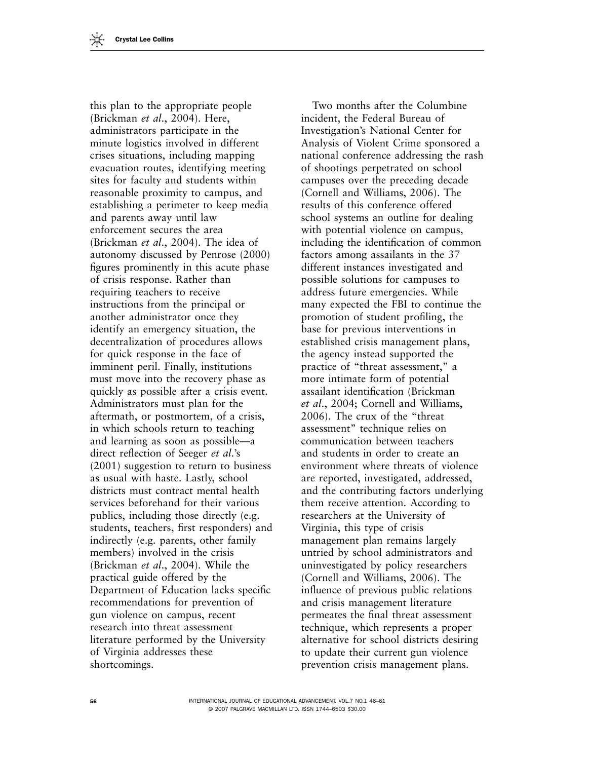this plan to the appropriate people (Brickman *et al*., 2004). Here, administrators participate in the minute logistics involved in different crises situations, including mapping evacuation routes, identifying meeting sites for faculty and students within reasonable proximity to campus, and establishing a perimeter to keep media and parents away until law enforcement secures the area (Brickman *et al*., 2004). The idea of autonomy discussed by Penrose (2000) figures prominently in this acute phase of crisis response. Rather than requiring teachers to receive instructions from the principal or another administrator once they identify an emergency situation, the decentralization of procedures allows for quick response in the face of imminent peril. Finally, institutions must move into the recovery phase as quickly as possible after a crisis event. Administrators must plan for the aftermath, or postmortem, of a crisis, in which schools return to teaching and learning as soon as possible—a direct reflection of Seeger *et al*.'s (2001) suggestion to return to business as usual with haste. Lastly, school districts must contract mental health services beforehand for their various publics, including those directly (e.g. students, teachers, first responders) and indirectly (e.g. parents, other family members) involved in the crisis (Brickman *et al*., 2004). While the practical guide offered by the Department of Education lacks specific recommendations for prevention of gun violence on campus, recent research into threat assessment literature performed by the University of Virginia addresses these shortcomings.

Two months after the Columbine incident, the Federal Bureau of Investigation's National Center for Analysis of Violent Crime sponsored a national conference addressing the rash of shootings perpetrated on school campuses over the preceding decade (Cornell and Williams, 2006). The results of this conference offered school systems an outline for dealing with potential violence on campus, including the identification of common factors among assailants in the 37 different instances investigated and possible solutions for campuses to address future emergencies. While many expected the FBI to continue the promotion of student profiling, the base for previous interventions in established crisis management plans, the agency instead supported the practice of "threat assessment," a more intimate form of potential assailant identification (Brickman *et al*., 2004; Cornell and Williams, 2006). The crux of the "threat assessment" technique relies on communication between teachers and students in order to create an environment where threats of violence are reported, investigated, addressed, and the contributing factors underlying them receive attention. According to researchers at the University of Virginia, this type of crisis management plan remains largely untried by school administrators and uninvestigated by policy researchers (Cornell and Williams, 2006). The influence of previous public relations and crisis management literature permeates the final threat assessment technique, which represents a proper alternative for school districts desiring to update their current gun violence prevention crisis management plans.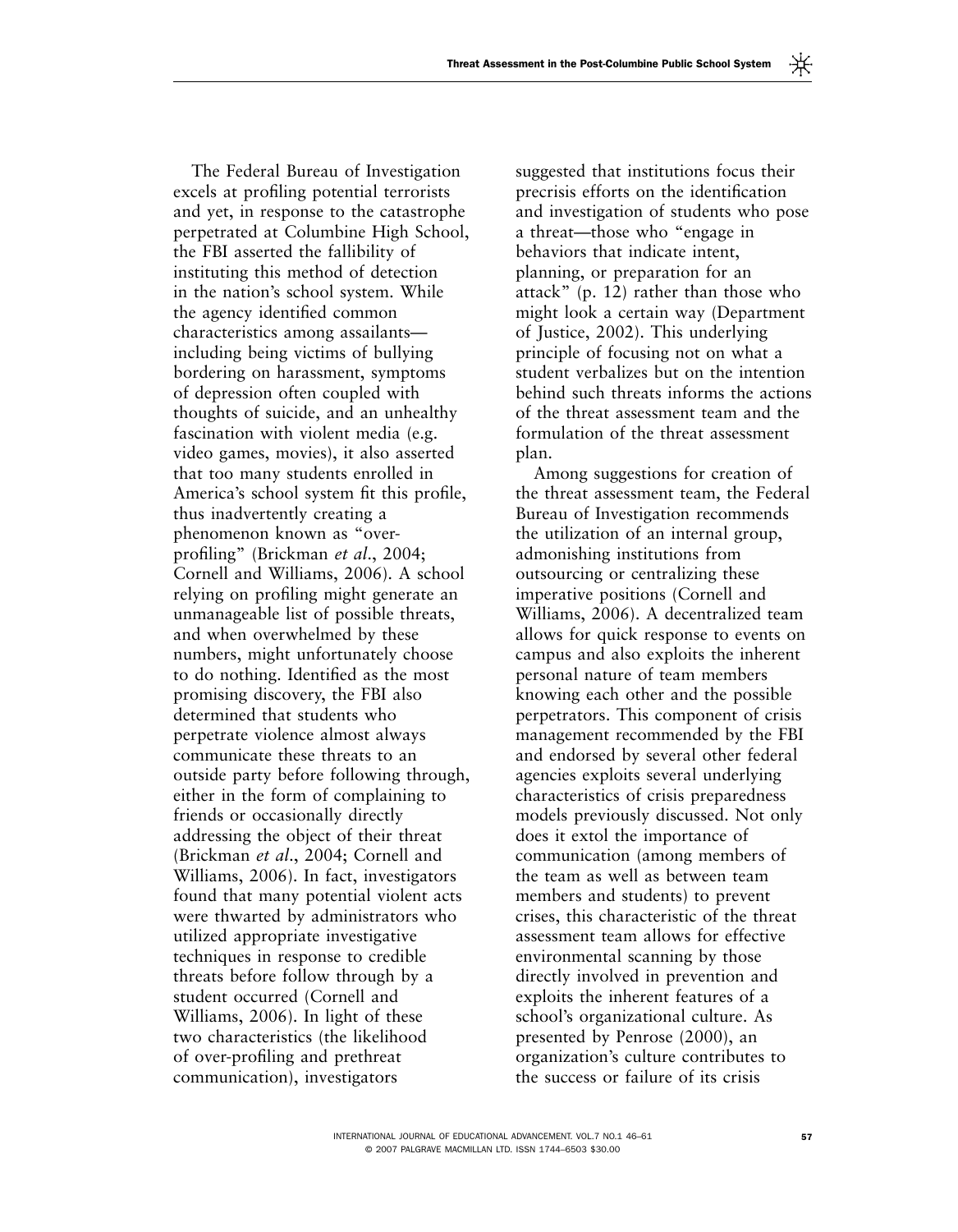The Federal Bureau of Investigation excels at profiling potential terrorists and yet, in response to the catastrophe perpetrated at Columbine High School, the FBI asserted the fallibility of instituting this method of detection in the nation's school system. While the agency identified common characteristics among assailants—including being victims of bullying bordering on harassment, symptoms of depression often coupled with thoughts of suicide, and an unhealthy fascination with violent media (e.g. video games, movies), it also asserted that too many students enrolled in America's school system fit this profile, thus inadvertently creating a phenomenon known as "over-profiling" (Brickman *et al*., 2004; Cornell and Williams, 2006). A school relying on profiling might generate an unmanageable list of possible threats, and when overwhelmed by these numbers, might unfortunately choose to do nothing. Identified as the most promising discovery, the FBI also determined that students who perpetrate violence almost always communicate these threats to an outside party before following through, either in the form of complaining to friends or occasionally directly addressing the object of their threat (Brickman *et al*., 2004; Cornell and Williams, 2006). In fact, investigators found that many potential violent acts were thwarted by administrators who utilized appropriate investigative techniques in response to credible threats before follow through by a student occurred (Cornell and Williams, 2006). In light of these two characteristics (the likelihood of over-profiling and prethreat communication), investigators suggested that institutions focus their precrisis efforts on the identification and investigation of students who pose a threat—those who "engage in behaviors that indicate intent, planning, or preparation for an attack" (p. 12) rather than those who might look a certain way (Department of Justice, 2002). This underlying principle of focusing not on what a student verbalizes but on the intention behind such threats informs the actions of the threat assessment team and the formulation of the threat assessment plan.

Among suggestions for creation of the threat assessment team, the Federal Bureau of Investigation recommends the utilization of an internal group, admonishing institutions from outsourcing or centralizing these imperative positions (Cornell and Williams, 2006). A decentralized team allows for quick response to events on campus and also exploits the inherent personal nature of team members knowing each other and the possible perpetrators. This component of crisis management recommended by the FBI and endorsed by several other federal agencies exploits several underlying characteristics of crisis preparedness models previously discussed. Not only does it extol the importance of communication (among members of the team as well as between team members and students) to prevent crises, this characteristic of the threat assessment team allows for effective environmental scanning by those directly involved in prevention and exploits the inherent features of a school's organizational culture. As presented by Penrose (2000), an organization's culture contributes to the success or failure of its crisis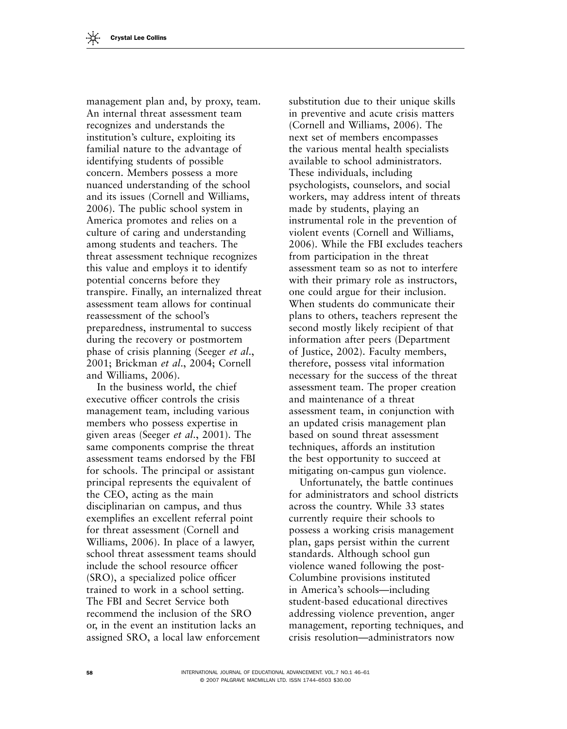management plan and, by proxy, team. An internal threat assessment team recognizes and understands the institution's culture, exploiting its familial nature to the advantage of identifying students of possible concern. Members possess a more nuanced understanding of the school and its issues (Cornell and Williams, 2006). The public school system in America promotes and relies on a culture of caring and understanding among students and teachers. The threat assessment technique recognizes this value and employs it to identify potential concerns before they transpire. Finally, an internalized threat assessment team allows for continual reassessment of the school's preparedness, instrumental to success during the recovery or postmortem phase of crisis planning (Seeger *et al*., 2001; Brickman *et al*., 2004; Cornell and Williams, 2006).

In the business world, the chief executive officer controls the crisis management team, including various members who possess expertise in given areas (Seeger *et al*., 2001). The same components comprise the threat assessment teams endorsed by the FBI for schools. The principal or assistant principal represents the equivalent of the CEO, acting as the main disciplinarian on campus, and thus exemplifies an excellent referral point for threat assessment (Cornell and Williams, 2006). In place of a lawyer, school threat assessment teams should include the school resource officer (SRO), a specialized police officer trained to work in a school setting. The FBI and Secret Service both recommend the inclusion of the SRO or, in the event an institution lacks an assigned SRO, a local law enforcement substitution due to their unique skills in preventive and acute crisis matters (Cornell and Williams, 2006). The next set of members encompasses the various mental health specialists available to school administrators. These individuals, including psychologists, counselors, and social workers, may address intent of threats made by students, playing an instrumental role in the prevention of violent events (Cornell and Williams, 2006). While the FBI excludes teachers from participation in the threat assessment team so as not to interfere with their primary role as instructors, one could argue for their inclusion. When students do communicate their plans to others, teachers represent the second mostly likely recipient of that information after peers (Department of Justice, 2002). Faculty members, therefore, possess vital information necessary for the success of the threat assessment team. The proper creation and maintenance of a threat assessment team, in conjunction with an updated crisis management plan based on sound threat assessment techniques, affords an institution the best opportunity to succeed at mitigating on-campus gun violence.

Unfortunately, the battle continues for administrators and school districts across the country. While 33 states currently require their schools to possess a working crisis management plan, gaps persist within the current standards. Although school gun violence waned following the post-Columbine provisions instituted in America's schools—including student-based educational directives addressing violence prevention, anger management, reporting techniques, and crisis resolution—administrators now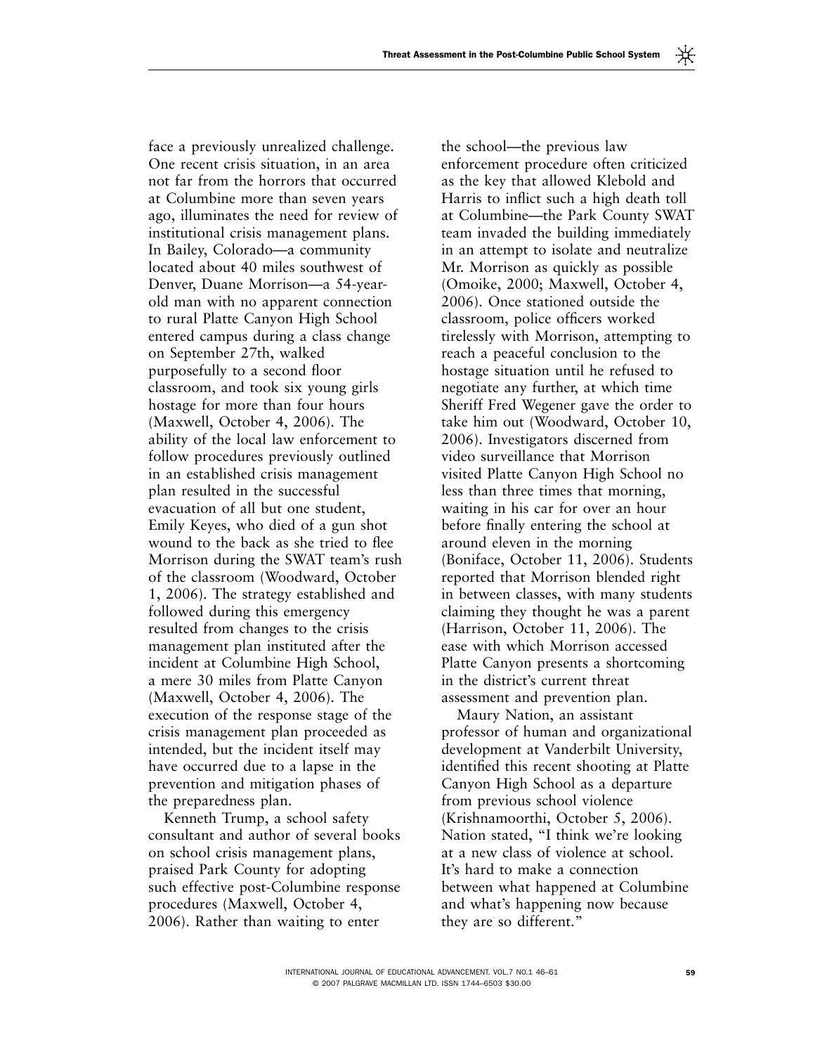face a previously unrealized challenge. One recent crisis situation, in an area not far from the horrors that occurred at Columbine more than seven years ago, illuminates the need for review of institutional crisis management plans. In Bailey, Colorado—a community located about 40 miles southwest of Denver, Duane Morrison—a 54-year-old man with no apparent connection to rural Platte Canyon High School entered campus during a class change on September 27th, walked purposefully to a second floor classroom, and took six young girls hostage for more than four hours (Maxwell, October 4, 2006). The ability of the local law enforcement to follow procedures previously outlined in an established crisis management plan resulted in the successful evacuation of all but one student, Emily Keyes, who died of a gun shot wound to the back as she tried to flee Morrison during the SWAT team's rush of the classroom (Woodward, October 1, 2006). The strategy established and followed during this emergency resulted from changes to the crisis management plan instituted after the incident at Columbine High School, a mere 30 miles from Platte Canyon (Maxwell, October 4, 2006). The execution of the response stage of the crisis management plan proceeded as intended, but the incident itself may have occurred due to a lapse in the prevention and mitigation phases of the preparedness plan.

Kenneth Trump, a school safety consultant and author of several books on school crisis management plans, praised Park County for adopting such effective post-Columbine response procedures (Maxwell, October 4, 2006). Rather than waiting to enter the school—the previous law enforcement procedure often criticized as the key that allowed Klebold and Harris to inflict such a high death toll at Columbine—the Park County SWAT team invaded the building immediately in an attempt to isolate and neutralize Mr. Morrison as quickly as possible (Omoike, 2000; Maxwell, October 4, 2006). Once stationed outside the classroom, police officers worked tirelessly with Morrison, attempting to reach a peaceful conclusion to the hostage situation until he refused to negotiate any further, at which time Sheriff Fred Wegener gave the order to take him out (Woodward, October 10, 2006). Investigators discerned from video surveillance that Morrison visited Platte Canyon High School no less than three times that morning, waiting in his car for over an hour before finally entering the school at around eleven in the morning (Boniface, October 11, 2006). Students reported that Morrison blended right in between classes, with many students claiming they thought he was a parent (Harrison, October 11, 2006). The ease with which Morrison accessed Platte Canyon presents a shortcoming in the district's current threat assessment and prevention plan.

Maury Nation, an assistant professor of human and organizational development at Vanderbilt University, identified this recent shooting at Platte Canyon High School as a departure from previous school violence (Krishnamoorthi, October 5, 2006). Nation stated, "I think we're looking at a new class of violence at school. It's hard to make a connection between what happened at Columbine and what's happening now because they are so different."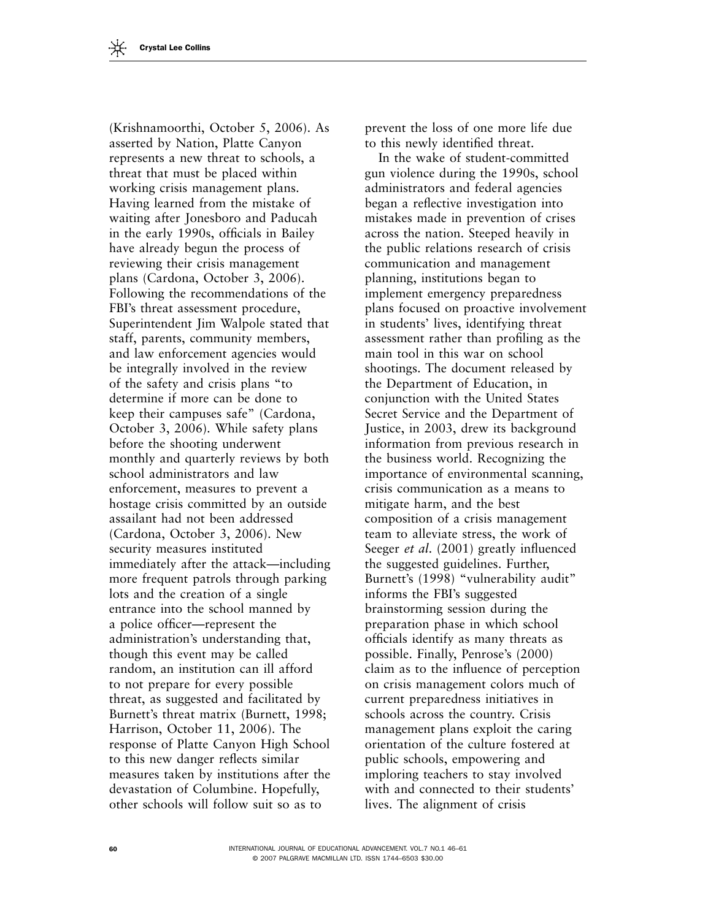(Krishnamoorthi, October 5, 2006). As asserted by Nation, Platte Canyon represents a new threat to schools, a threat that must be placed within working crisis management plans. Having learned from the mistake of waiting after Jonesboro and Paducah in the early 1990s, officials in Bailey have already begun the process of reviewing their crisis management plans (Cardona, October 3, 2006). Following the recommendations of the FBI's threat assessment procedure, Superintendent Jim Walpole stated that staff, parents, community members, and law enforcement agencies would be integrally involved in the review of the safety and crisis plans "to determine if more can be done to keep their campuses safe" (Cardona, October 3, 2006). While safety plans before the shooting underwent monthly and quarterly reviews by both school administrators and law enforcement, measures to prevent a hostage crisis committed by an outside assailant had not been addressed (Cardona, October 3, 2006). New security measures instituted immediately after the attack—including more frequent patrols through parking lots and the creation of a single entrance into the school manned by a police officer—represent the administration's understanding that, though this event may be called random, an institution can ill afford to not prepare for every possible threat, as suggested and facilitated by Burnett's threat matrix (Burnett, 1998; Harrison, October 11, 2006). The response of Platte Canyon High School to this new danger reflects similar measures taken by institutions after the devastation of Columbine. Hopefully, other schools will follow suit so as to prevent the loss of one more life due to this newly identified threat.

In the wake of student-committed gun violence during the 1990s, school administrators and federal agencies began a reflective investigation into mistakes made in prevention of crises across the nation. Steeped heavily in the public relations research of crisis communication and management planning, institutions began to implement emergency preparedness plans focused on proactive involvement in students' lives, identifying threat assessment rather than profiling as the main tool in this war on school shootings. The document released by the Department of Education, in conjunction with the United States Secret Service and the Department of Justice, in 2003, drew its background information from previous research in the business world. Recognizing the importance of environmental scanning, crisis communication as a means to mitigate harm, and the best composition of a crisis management team to alleviate stress, the work of Seeger *et al.* (2001) greatly influenced the suggested guidelines. Further, Burnett's (1998) "vulnerability audit" informs the FBI's suggested brainstorming session during the preparation phase in which school officials identify as many threats as possible. Finally, Penrose's (2000) claim as to the influence of perception on crisis management colors much of current preparedness initiatives in schools across the country. Crisis management plans exploit the caring orientation of the culture fostered at public schools, empowering and imploring teachers to stay involved with and connected to their students' lives. The alignment of crisis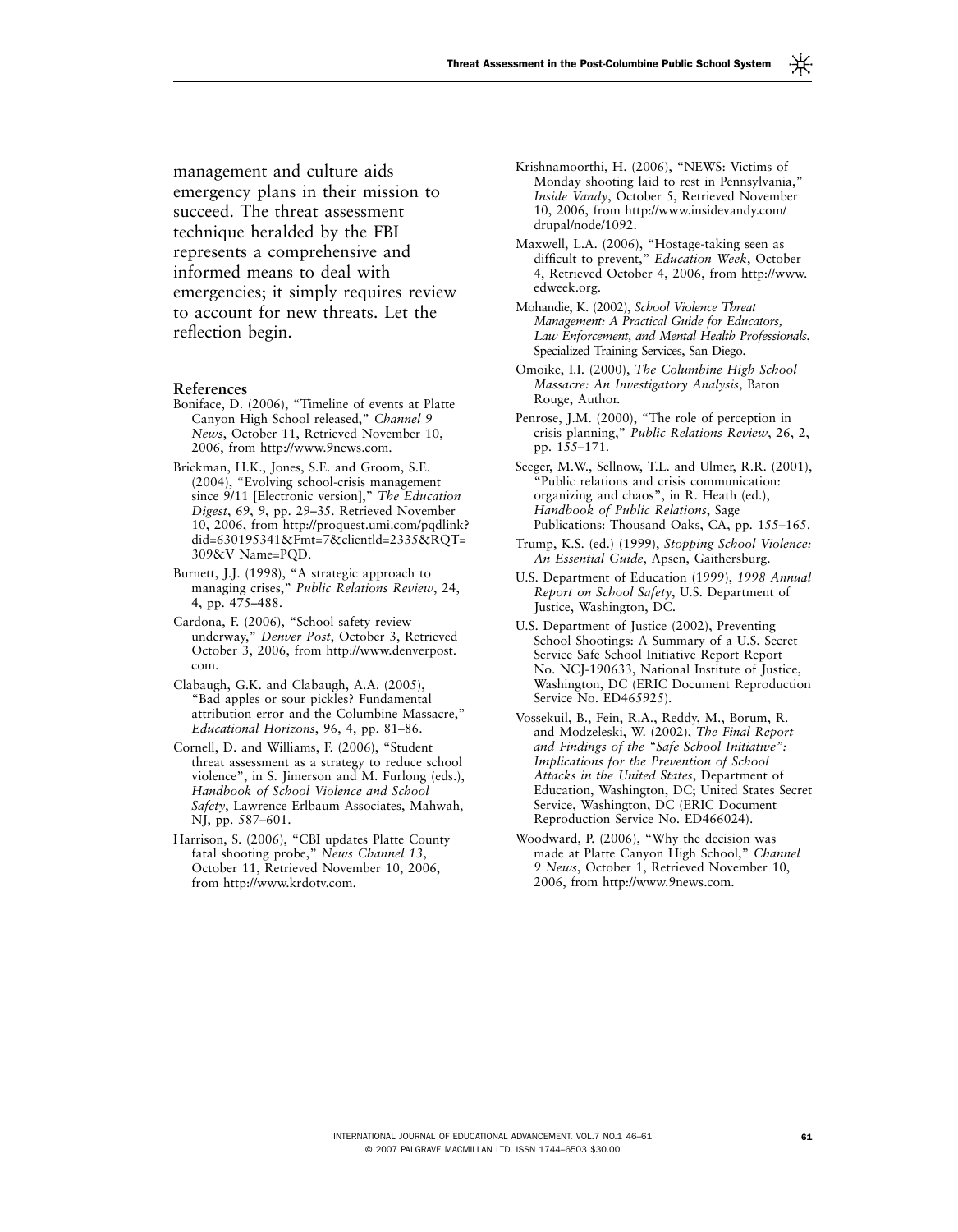management and culture aids emergency plans in their mission to succeed. The threat assessment technique heralded by the FBI represents a comprehensive and informed means to deal with emergencies; it simply requires review to account for new threats. Let the reflection begin.

## References

Boniface, D. (2006), "Timeline of events at Platte Canyon High School released," *Channel 9 News*, October 11, Retrieved November 10, 2006, from http://www.9news.com.

Brickman, H.K., Jones, S.E. and Groom, S.E. (2004), "Evolving school-crisis management since 9/11 [Electronic version]," *The Education Digest*, 69, 9, pp. 29–35. Retrieved November 10, 2006, from http://proquest.umi.com/pqdlink?did=630195341&Fmt=7&clientId=2335&RQT=309&V Name=PQD.

Burnett, J.J. (1998), "A strategic approach to managing crises," *Public Relations Review*, 24, 4, pp. 475–488.

Cardona, F. (2006), "School safety review underway," *Denver Post*, October 3, Retrieved October 3, 2006, from http://www.denverpost.com.

Clabaugh, G.K. and Clabaugh, A.A. (2005), "Bad apples or sour pickles? Fundamental attribution error and the Columbine Massacre," *Educational Horizons*, 96, 4, pp. 81–86.

Cornell, D. and Williams, F. (2006), "Student threat assessment as a strategy to reduce school violence", in S. Jimerson and M. Furlong (eds.), *Handbook of School Violence and School Safety*, Lawrence Erlbaum Associates, Mahwah, NJ, pp. 587–601.

Harrison, S. (2006), "CBI updates Platte County fatal shooting probe," *News Channel 13*, October 11, Retrieved November 10, 2006, from http://www.krdotv.com.

Krishnamoorthi, H. (2006), "NEWS: Victims of Monday shooting laid to rest in Pennsylvania," *Inside Vandy*, October 5, Retrieved November 10, 2006, from http://www.insidevandy.com/drupal/node/1092.

Maxwell, L.A. (2006), "Hostage-taking seen as difficult to prevent," *Education Week*, October 4, Retrieved October 4, 2006, from http://www.edweek.org.

Mohandie, K. (2002), *School Violence Threat Management: A Practical Guide for Educators, Law Enforcement, and Mental Health Professionals*, Specialized Training Services, San Diego.

Omoike, I.I. (2000), *The Columbine High School Massacre: An Investigatory Analysis*, Baton Rouge, Author.

Penrose, J.M. (2000), "The role of perception in crisis planning," *Public Relations Review*, 26, 2, pp. 155–171.

Seeger, M.W., Sellnow, T.L. and Ulmer, R.R. (2001), "Public relations and crisis communication: organizing and chaos", in R. Heath (ed.), *Handbook of Public Relations*, Sage Publications: Thousand Oaks, CA, pp. 155–165.

Trump, K.S. (ed.) (1999), *Stopping School Violence: An Essential Guide*, Apsen, Gaithersburg.

U.S. Department of Education (1999), *1998 Annual Report on School Safety*, U.S. Department of Justice, Washington, DC.

U.S. Department of Justice (2002), Preventing School Shootings: A Summary of a U.S. Secret Service Safe School Initiative Report Report No. NCJ-190633, National Institute of Justice, Washington, DC (ERIC Document Reproduction Service No. ED465925).

Vossekuil, B., Fein, R.A., Reddy, M., Borum, R. and Modzeleski, W. (2002), *The Final Report and Findings of the "Safe School Initiative": Implications for the Prevention of School Attacks in the United States*, Department of Education, Washington, DC; United States Secret Service, Washington, DC (ERIC Document Reproduction Service No. ED466024).

Woodward, P. (2006), "Why the decision was made at Platte Canyon High School," *Channel 9 News*, October 1, Retrieved November 10, 2006, from http://www.9news.com.